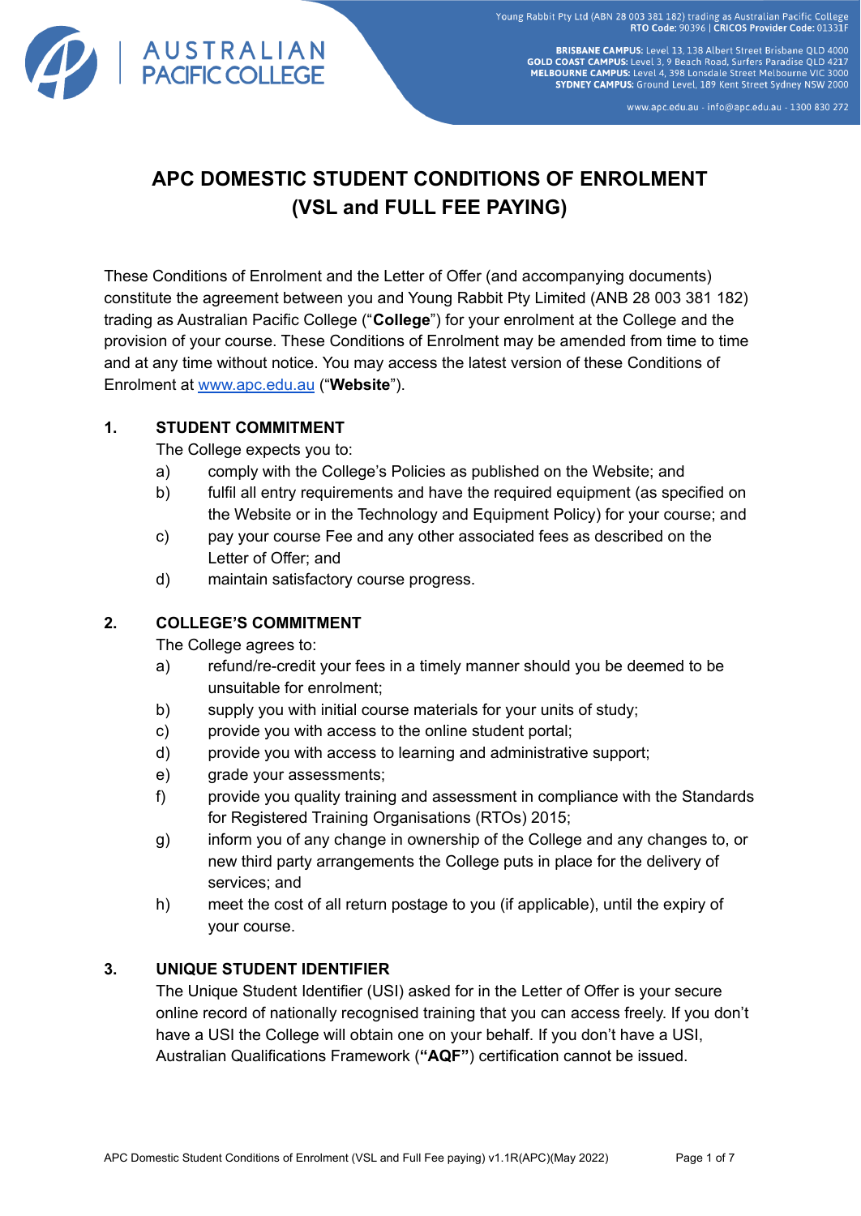# APC DOMESTIC STUDENT CONDITIONS OF ENROLMENT (VSL and FULL FEE PAYING)

These Conditions of Enrolment and the Letter of Offer (and accompanying documents) constitute the agreement between you and Young Rabbit Pty Limited (ANB 28 003 381 182) trading as Australian Pacific College ("**College**") for your enrolment at the College and the provision of your course. These Conditions of Enrolment may be amended from time to time and at any time without notice. You may access the latest version of these Conditions of Enrolment at [www.apc.edu.au](http://www.apc.edu.au) ("**Website**").

## 1. STUDENT COMMITMENT

The College expects you to:

a) comply with the College's Policies as published on the Website; and

b) fulfil all entry requirements and have the required equipment (as specified on the Website or in the Technology and Equipment Policy) for your course; and

c) pay your course Fee and any other associated fees as described on the Letter of Offer; and

d) maintain satisfactory course progress.

## 2. COLLEGE'S COMMITMENT

The College agrees to:

a) refund/re-credit your fees in a timely manner should you be deemed to be unsuitable for enrolment;

b) supply you with initial course materials for your units of study;

c) provide you with access to the online student portal;

d) provide you with access to learning and administrative support;

e) grade your assessments;

f) provide you quality training and assessment in compliance with the Standards for Registered Training Organisations (RTOs) 2015;

g) inform you of any change in ownership of the College and any changes to, or new third party arrangements the College puts in place for the delivery of services; and

h) meet the cost of all return postage to you (if applicable), until the expiry of your course.

## 3. UNIQUE STUDENT IDENTIFIER

The Unique Student Identifier (USI) asked for in the Letter of Offer is your secure online record of nationally recognised training that you can access freely. If you don't have a USI the College will obtain one on your behalf. If you don't have a USI, Australian Qualifications Framework (**"AQF"**) certification cannot be issued.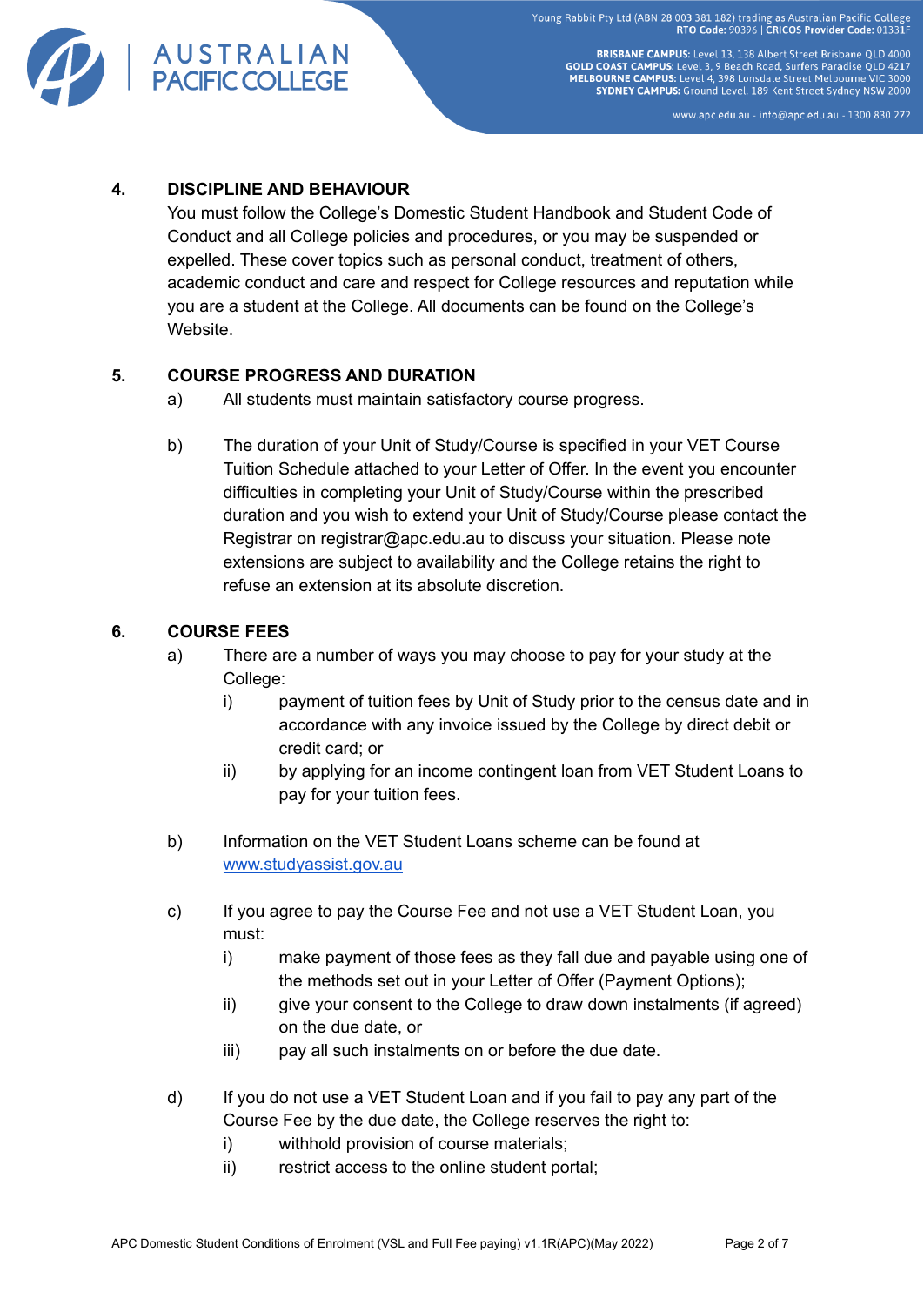## 4. DISCIPLINE AND BEHAVIOUR

You must follow the College's Domestic Student Handbook and Student Code of Conduct and all College policies and procedures, or you may be suspended or expelled. These cover topics such as personal conduct, treatment of others, academic conduct and care and respect for College resources and reputation while you are a student at the College. All documents can be found on the College's Website.

## 5. COURSE PROGRESS AND DURATION

a) All students must maintain satisfactory course progress.

b) The duration of your Unit of Study/Course is specified in your VET Course Tuition Schedule attached to your Letter of Offer. In the event you encounter difficulties in completing your Unit of Study/Course within the prescribed duration and you wish to extend your Unit of Study/Course please contact the Registrar on registrar@apc.edu.au to discuss your situation. Please note extensions are subject to availability and the College retains the right to refuse an extension at its absolute discretion.

## 6. COURSE FEES

a) There are a number of ways you may choose to pay for your study at the College:

   i) payment of tuition fees by Unit of Study prior to the census date and in accordance with any invoice issued by the College by direct debit or credit card; or

   ii) by applying for an income contingent loan from VET Student Loans to pay for your tuition fees.

b) Information on the VET Student Loans scheme can be found at [www.studyassist.gov.au](http://www.studyassist.gov.au)

c) If you agree to pay the Course Fee and not use a VET Student Loan, you must:

   i) make payment of those fees as they fall due and payable using one of the methods set out in your Letter of Offer (Payment Options);

   ii) give your consent to the College to draw down instalments (if agreed) on the due date, or

   iii) pay all such instalments on or before the due date.

d) If you do not use a VET Student Loan and if you fail to pay any part of the Course Fee by the due date, the College reserves the right to:

   i) withhold provision of course materials;

   ii) restrict access to the online student portal;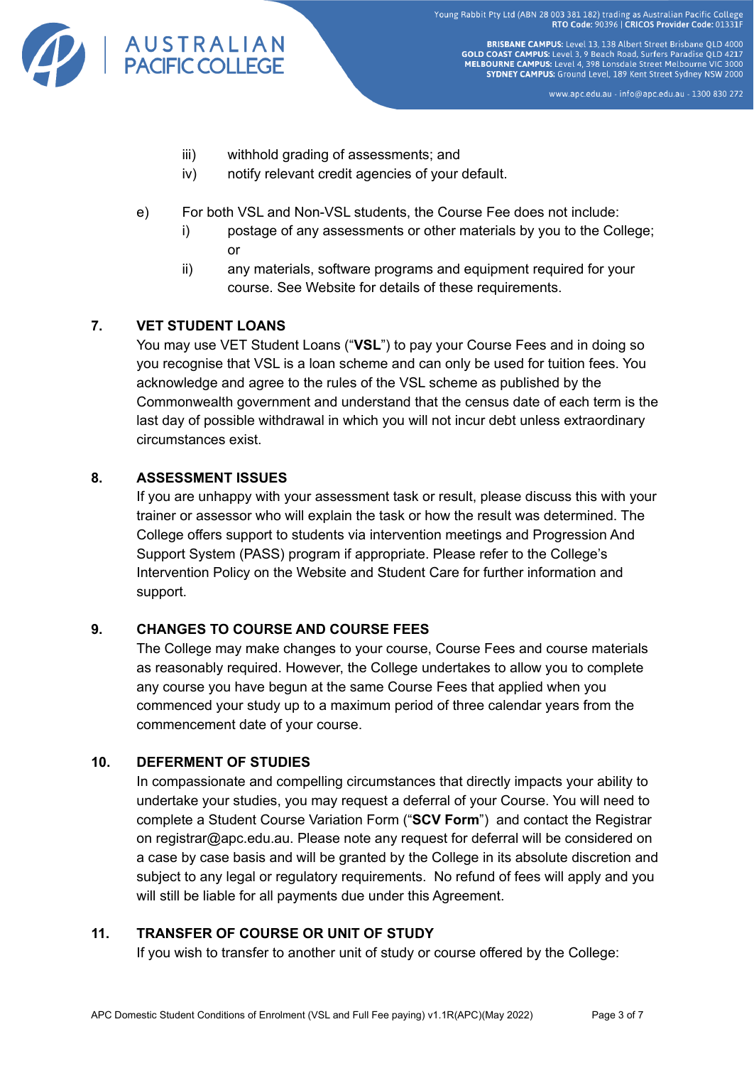iii) withhold grading of assessments; and

iv) notify relevant credit agencies of your default.

e) For both VSL and Non-VSL students, the Course Fee does not include:

i) postage of any assessments or other materials by you to the College; or

ii) any materials, software programs and equipment required for your course. See Website for details of these requirements.

## 7. VET STUDENT LOANS

You may use VET Student Loans ("**VSL**") to pay your Course Fees and in doing so you recognise that VSL is a loan scheme and can only be used for tuition fees. You acknowledge and agree to the rules of the VSL scheme as published by the Commonwealth government and understand that the census date of each term is the last day of possible withdrawal in which you will not incur debt unless extraordinary circumstances exist.

## 8. ASSESSMENT ISSUES

If you are unhappy with your assessment task or result, please discuss this with your trainer or assessor who will explain the task or how the result was determined. The College offers support to students via intervention meetings and Progression And Support System (PASS) program if appropriate. Please refer to the College's Intervention Policy on the Website and Student Care for further information and support.

## 9. CHANGES TO COURSE AND COURSE FEES

The College may make changes to your course, Course Fees and course materials as reasonably required. However, the College undertakes to allow you to complete any course you have begun at the same Course Fees that applied when you commenced your study up to a maximum period of three calendar years from the commencement date of your course.

## 10. DEFERMENT OF STUDIES

In compassionate and compelling circumstances that directly impacts your ability to undertake your studies, you may request a deferral of your Course. You will need to complete a Student Course Variation Form ("**SCV Form**") and contact the Registrar on registrar@apc.edu.au. Please note any request for deferral will be considered on a case by case basis and will be granted by the College in its absolute discretion and subject to any legal or regulatory requirements. No refund of fees will apply and you will still be liable for all payments due under this Agreement.

## 11. TRANSFER OF COURSE OR UNIT OF STUDY

If you wish to transfer to another unit of study or course offered by the College: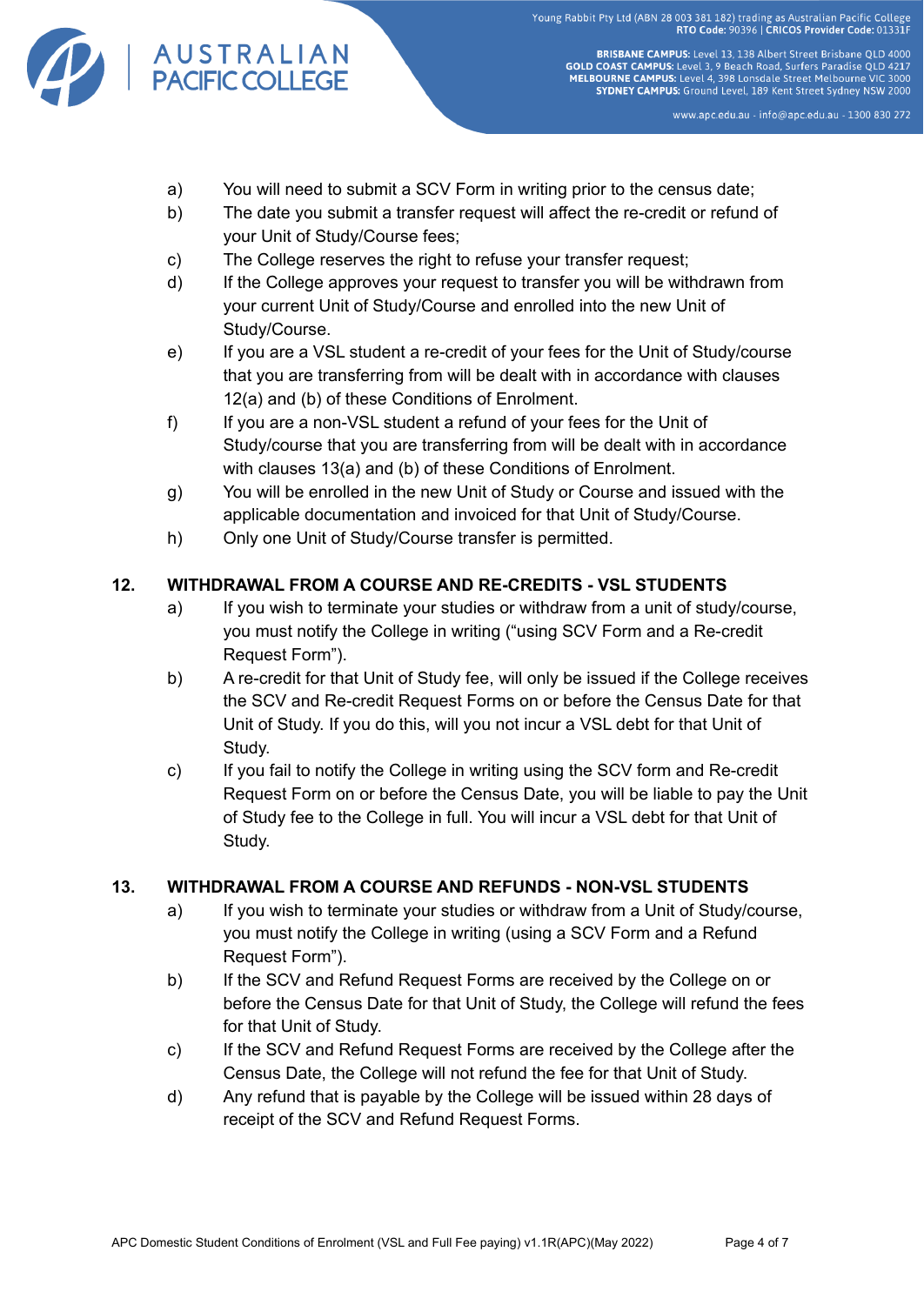a) You will need to submit a SCV Form in writing prior to the census date;
b) The date you submit a transfer request will affect the re-credit or refund of your Unit of Study/Course fees;
c) The College reserves the right to refuse your transfer request;
d) If the College approves your request to transfer you will be withdrawn from your current Unit of Study/Course and enrolled into the new Unit of Study/Course.
e) If you are a VSL student a re-credit of your fees for the Unit of Study/course that you are transferring from will be dealt with in accordance with clauses 12(a) and (b) of these Conditions of Enrolment.
f) If you are a non-VSL student a refund of your fees for the Unit of Study/course that you are transferring from will be dealt with in accordance with clauses 13(a) and (b) of these Conditions of Enrolment.
g) You will be enrolled in the new Unit of Study or Course and issued with the applicable documentation and invoiced for that Unit of Study/Course.
h) Only one Unit of Study/Course transfer is permitted.

## 12. WITHDRAWAL FROM A COURSE AND RE-CREDITS - VSL STUDENTS

a) If you wish to terminate your studies or withdraw from a unit of study/course, you must notify the College in writing ("using SCV Form and a Re-credit Request Form").
b) A re-credit for that Unit of Study fee, will only be issued if the College receives the SCV and Re-credit Request Forms on or before the Census Date for that Unit of Study. If you do this, will you not incur a VSL debt for that Unit of Study.
c) If you fail to notify the College in writing using the SCV form and Re-credit Request Form on or before the Census Date, you will be liable to pay the Unit of Study fee to the College in full. You will incur a VSL debt for that Unit of Study.

## 13. WITHDRAWAL FROM A COURSE AND REFUNDS - NON-VSL STUDENTS

a) If you wish to terminate your studies or withdraw from a Unit of Study/course, you must notify the College in writing (using a SCV Form and a Refund Request Form").
b) If the SCV and Refund Request Forms are received by the College on or before the Census Date for that Unit of Study, the College will refund the fees for that Unit of Study.
c) If the SCV and Refund Request Forms are received by the College after the Census Date, the College will not refund the fee for that Unit of Study.
d) Any refund that is payable by the College will be issued within 28 days of receipt of the SCV and Refund Request Forms.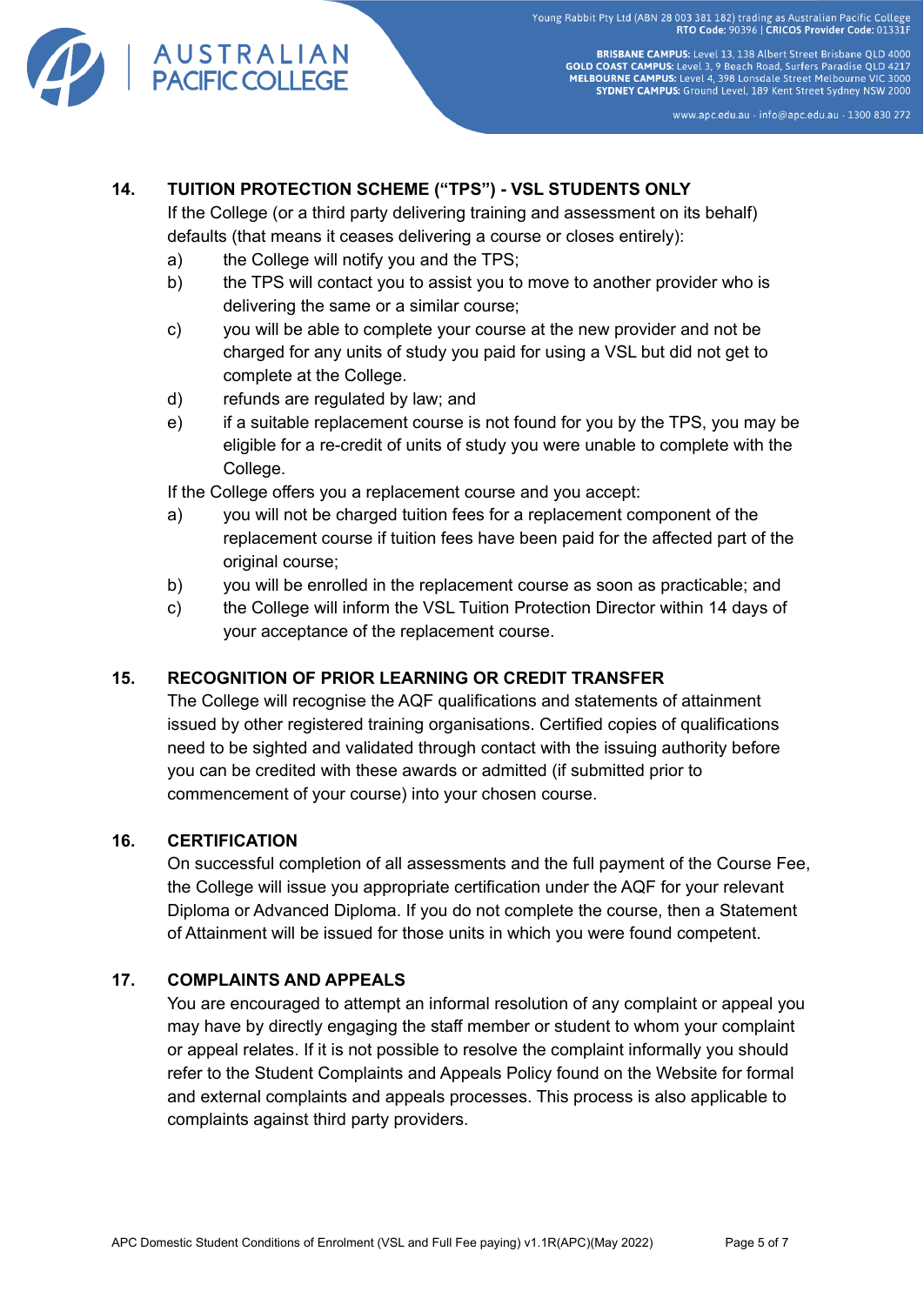## 14. TUITION PROTECTION SCHEME ("TPS") - VSL STUDENTS ONLY

If the College (or a third party delivering training and assessment on its behalf) defaults (that means it ceases delivering a course or closes entirely):

a) the College will notify you and the TPS;

b) the TPS will contact you to assist you to move to another provider who is delivering the same or a similar course;

c) you will be able to complete your course at the new provider and not be charged for any units of study you paid for using a VSL but did not get to complete at the College.

d) refunds are regulated by law; and

e) if a suitable replacement course is not found for you by the TPS, you may be eligible for a re-credit of units of study you were unable to complete with the College.

If the College offers you a replacement course and you accept:

a) you will not be charged tuition fees for a replacement component of the replacement course if tuition fees have been paid for the affected part of the original course;

b) you will be enrolled in the replacement course as soon as practicable; and

c) the College will inform the VSL Tuition Protection Director within 14 days of your acceptance of the replacement course.

## 15. RECOGNITION OF PRIOR LEARNING OR CREDIT TRANSFER

The College will recognise the AQF qualifications and statements of attainment issued by other registered training organisations. Certified copies of qualifications need to be sighted and validated through contact with the issuing authority before you can be credited with these awards or admitted (if submitted prior to commencement of your course) into your chosen course.

## 16. CERTIFICATION

On successful completion of all assessments and the full payment of the Course Fee, the College will issue you appropriate certification under the AQF for your relevant Diploma or Advanced Diploma. If you do not complete the course, then a Statement of Attainment will be issued for those units in which you were found competent.

## 17. COMPLAINTS AND APPEALS

You are encouraged to attempt an informal resolution of any complaint or appeal you may have by directly engaging the staff member or student to whom your complaint or appeal relates. If it is not possible to resolve the complaint informally you should refer to the Student Complaints and Appeals Policy found on the Website for formal and external complaints and appeals processes. This process is also applicable to complaints against third party providers.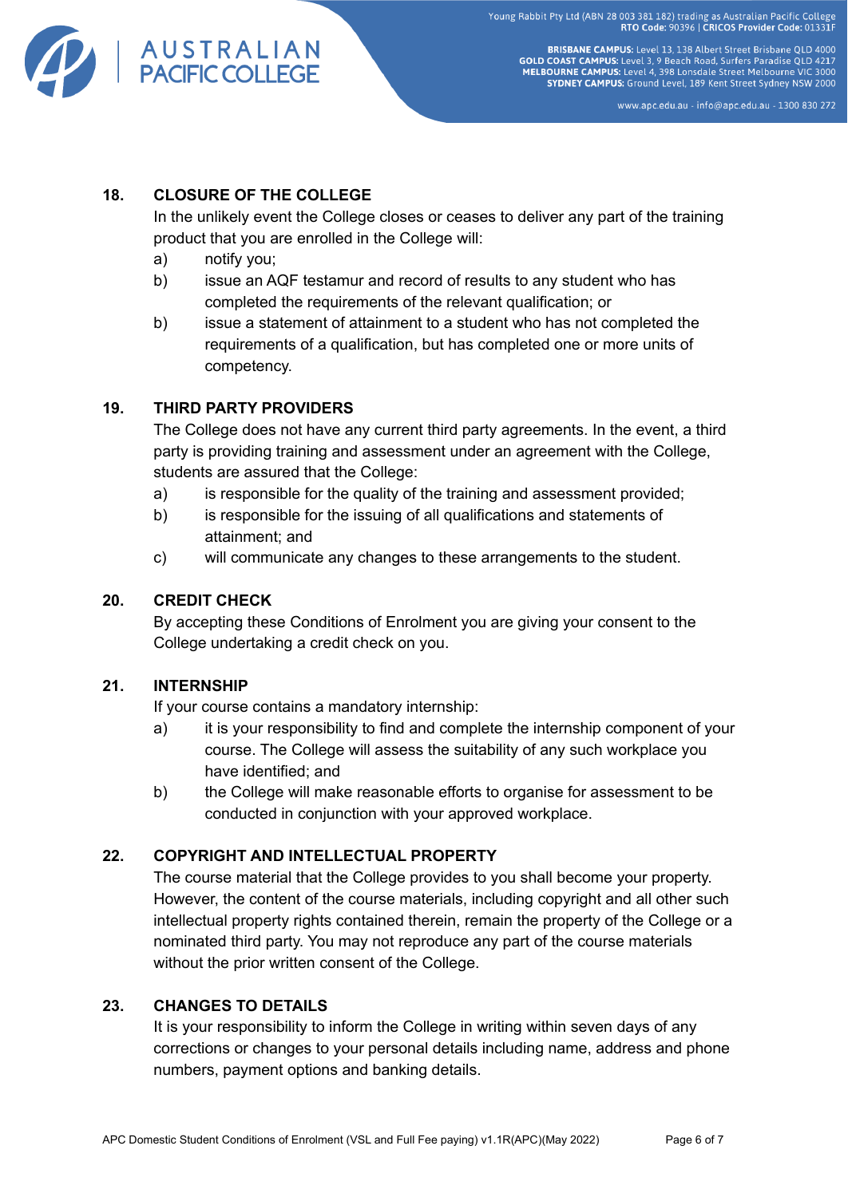## 18. CLOSURE OF THE COLLEGE

In the unlikely event the College closes or ceases to deliver any part of the training product that you are enrolled in the College will:

a) notify you;

b) issue an AQF testamur and record of results to any student who has completed the requirements of the relevant qualification; or

b) issue a statement of attainment to a student who has not completed the requirements of a qualification, but has completed one or more units of competency.

## 19. THIRD PARTY PROVIDERS

The College does not have any current third party agreements. In the event, a third party is providing training and assessment under an agreement with the College, students are assured that the College:

a) is responsible for the quality of the training and assessment provided;

b) is responsible for the issuing of all qualifications and statements of attainment; and

c) will communicate any changes to these arrangements to the student.

## 20. CREDIT CHECK

By accepting these Conditions of Enrolment you are giving your consent to the College undertaking a credit check on you.

## 21. INTERNSHIP

If your course contains a mandatory internship:

a) it is your responsibility to find and complete the internship component of your course. The College will assess the suitability of any such workplace you have identified; and

b) the College will make reasonable efforts to organise for assessment to be conducted in conjunction with your approved workplace.

## 22. COPYRIGHT AND INTELLECTUAL PROPERTY

The course material that the College provides to you shall become your property. However, the content of the course materials, including copyright and all other such intellectual property rights contained therein, remain the property of the College or a nominated third party. You may not reproduce any part of the course materials without the prior written consent of the College.

## 23. CHANGES TO DETAILS

It is your responsibility to inform the College in writing within seven days of any corrections or changes to your personal details including name, address and phone numbers, payment options and banking details.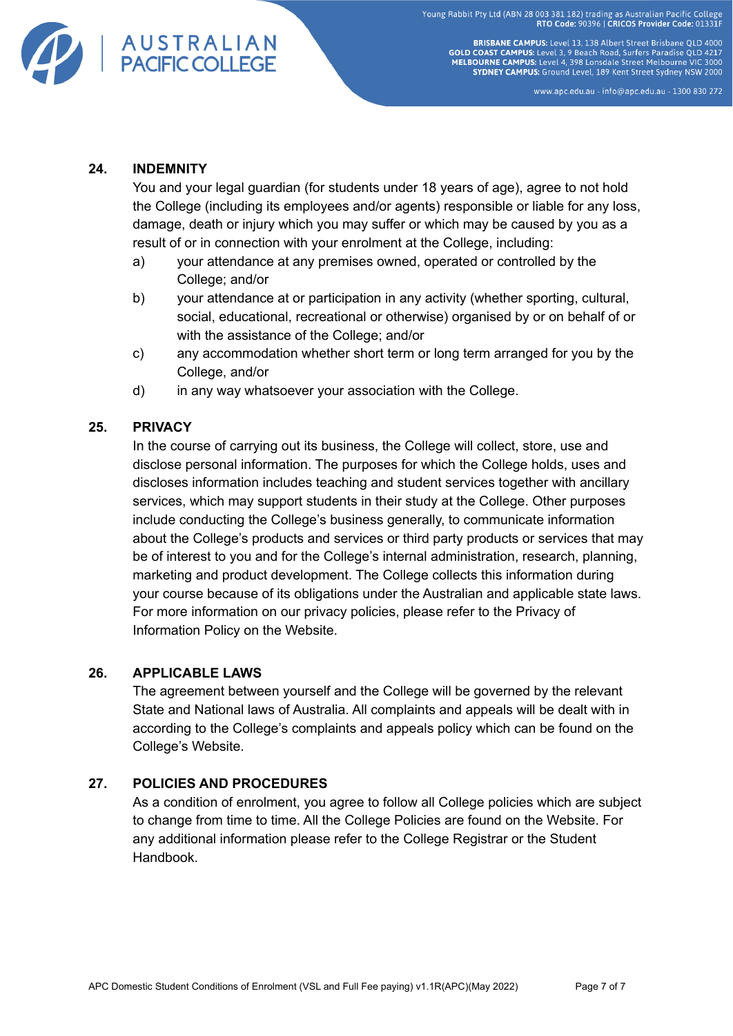## 24. INDEMNITY

You and your legal guardian (for students under 18 years of age), agree to not hold the College (including its employees and/or agents) responsible or liable for any loss, damage, death or injury which you may suffer or which may be caused by you as a result of or in connection with your enrolment at the College, including:

a) your attendance at any premises owned, operated or controlled by the College; and/or

b) your attendance at or participation in any activity (whether sporting, cultural, social, educational, recreational or otherwise) organised by or on behalf of or with the assistance of the College; and/or

c) any accommodation whether short term or long term arranged for you by the College, and/or

d) in any way whatsoever your association with the College.

## 25. PRIVACY

In the course of carrying out its business, the College will collect, store, use and disclose personal information. The purposes for which the College holds, uses and discloses information includes teaching and student services together with ancillary services, which may support students in their study at the College. Other purposes include conducting the College's business generally, to communicate information about the College's products and services or third party products or services that may be of interest to you and for the College's internal administration, research, planning, marketing and product development. The College collects this information during your course because of its obligations under the Australian and applicable state laws. For more information on our privacy policies, please refer to the Privacy of Information Policy on the Website.

## 26. APPLICABLE LAWS

The agreement between yourself and the College will be governed by the relevant State and National laws of Australia. All complaints and appeals will be dealt with in according to the College's complaints and appeals policy which can be found on the College's Website.

## 27. POLICIES AND PROCEDURES

As a condition of enrolment, you agree to follow all College policies which are subject to change from time to time. All the College Policies are found on the Website. For any additional information please refer to the College Registrar or the Student Handbook.